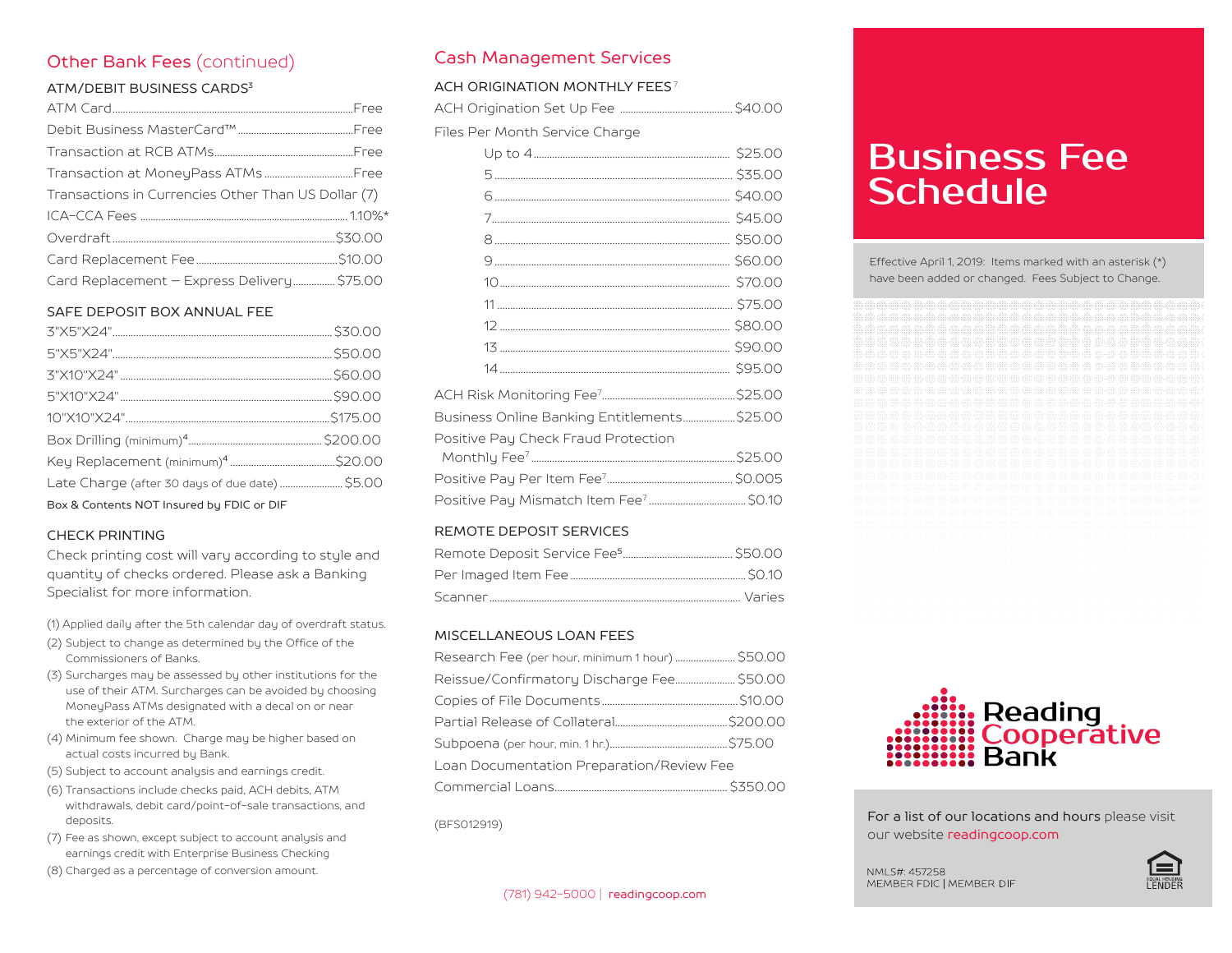## Other Bank Fees (continued)

### ATM/DEBIT BUSINESS CARDS[3]

| | |
|---|---|
| ATM Card | Free |
| Debit Business MasterCard™ | Free |
| Transaction at RCB ATMs | Free |
| Transaction at MoneyPass ATMs | Free |
| Transactions in Currencies Other Than US Dollar (7) | |
| ICA-CCA Fees | 1.10%* |
| Overdraft | $30.00 |
| Card Replacement Fee | $10.00 |
| Card Replacement – Express Delivery | $75.00 |

### SAFE DEPOSIT BOX ANNUAL FEE

| | |
|---|---|
| 3"X5"X24" | $30.00 |
| 5"X5"X24" | $50.00 |
| 3"X10"X24" | $60.00 |
| 5"X10"X24" | $90.00 |
| 10"X10"X24" | $175.00 |
| Box Drilling (minimum)[4] | $200.00 |
| Key Replacement (minimum)[4] | $20.00 |
| Late Charge (after 30 days of due date) | $5.00 |

Box & Contents NOT Insured by FDIC or DIF

### CHECK PRINTING

Check printing cost will vary according to style and quantity of checks ordered. Please ask a Banking Specialist for more information.

(1) Applied daily after the 5th calendar day of overdraft status.
(2) Subject to change as determined by the Office of the Commissioners of Banks.
(3) Surcharges may be assessed by other institutions for the use of their ATM. Surcharges can be avoided by choosing MoneyPass ATMs designated with a decal on or near the exterior of the ATM.
(4) Minimum fee shown. Charge may be higher based on actual costs incurred by Bank.
(5) Subject to account analysis and earnings credit.
(6) Transactions include checks paid, ACH debits, ATM withdrawals, debit card/point-of-sale transactions, and deposits.
(7) Fee as shown, except subject to account analysis and earnings credit with Enterprise Business Checking
(8) Charged as a percentage of conversion amount.

## Cash Management Services

### ACH ORIGINATION MONTHLY FEES[7]

| | |
|---|---|
| ACH Origination Set Up Fee | $40.00 |
| Files Per Month Service Charge | |
| Up to 4 | $25.00 |
| 5 | $35.00 |
| 6 | $40.00 |
| 7 | $45.00 |
| 8 | $50.00 |
| 9 | $60.00 |
| 10 | $70.00 |
| 11 | $75.00 |
| 12 | $80.00 |
| 13 | $90.00 |
| 14 | $95.00 |
| ACH Risk Monitoring Fee[7] | $25.00 |
| Business Online Banking Entitlements | $25.00 |
| Positive Pay Check Fraud Protection Monthly Fee[7] | $25.00 |
| Positive Pay Per Item Fee[7] | $0.005 |
| Positive Pay Mismatch Item Fee[7] | $0.10 |

### REMOTE DEPOSIT SERVICES

| | |
|---|---|
| Remote Deposit Service Fee[5] | $50.00 |
| Per Imaged Item Fee | $0.10 |
| Scanner | Varies |

### MISCELLANEOUS LOAN FEES

| | |
|---|---|
| Research Fee (per hour, minimum 1 hour) | $50.00 |
| Reissue/Confirmatory Discharge Fee | $50.00 |
| Copies of File Documents | $10.00 |
| Partial Release of Collateral | $200.00 |
| Subpoena (per hour, min. 1 hr.) | $75.00 |
| Loan Documentation Preparation/Review Fee | |
| Commercial Loans | $350.00 |

(BFS012919)

(781) 942-5000 | readingcoop.com

# Business Fee Schedule

Effective April 1, 2019: Items marked with an asterisk (*) have been added or changed. Fees Subject to Change.

Reading Cooperative Bank

For a list of our locations and hours please visit our website readingcoop.com

NMLS#: 457258
MEMBER FDIC | MEMBER DIF

EQUAL HOUSING LENDER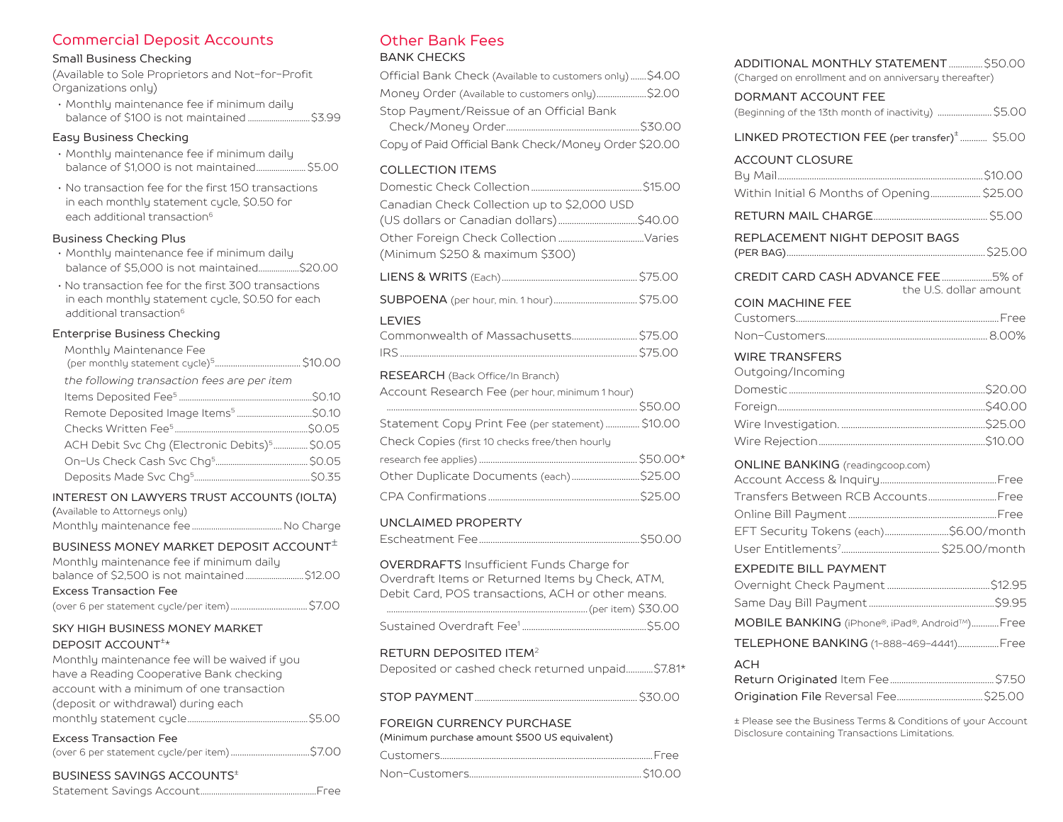## Commercial Deposit Accounts

### Small Business Checking

(Available to Sole Proprietors and Not-for-Profit Organizations only)

- Monthly maintenance fee if minimum daily balance of $100 is not maintained ..... $3.99

### Easy Business Checking

- Monthly maintenance fee if minimum daily balance of $1,000 is not maintained ..... $5.00
- No transaction fee for the first 150 transactions in each monthly statement cycle, $0.50 for each additional transaction[6]

### Business Checking Plus

- Monthly maintenance fee if minimum daily balance of $5,000 is not maintained ..... $20.00
- No transaction fee for the first 300 transactions in each monthly statement cycle, $0.50 for each additional transaction[6]

### Enterprise Business Checking

Monthly Maintenance Fee (per monthly statement cycle)[5] ..... $10.00

*the following transaction fees are per item*

Items Deposited Fee[5] ..... $0.10
Remote Deposited Image Items[5] ..... $0.10
Checks Written Fee[5] ..... $0.05
ACH Debit Svc Chg (Electronic Debits)[5] ..... $0.05
On-Us Check Cash Svc Chg[5] ..... $0.05
Deposits Made Svc Chg[5] ..... $0.35

### INTEREST ON LAWYERS TRUST ACCOUNTS (IOLTA)

(Available to Attorneys only)

Monthly maintenance fee ..... No Charge

### BUSINESS MONEY MARKET DEPOSIT ACCOUNT±

Monthly maintenance fee if minimum daily balance of $2,500 is not maintained ..... $12.00

Excess Transaction Fee (over 6 per statement cycle/per item) ..... $7.00

### SKY HIGH BUSINESS MONEY MARKET DEPOSIT ACCOUNT±*

Monthly maintenance fee will be waived if you have a Reading Cooperative Bank checking account with a minimum of one transaction (deposit or withdrawal) during each monthly statement cycle ..... $5.00

Excess Transaction Fee (over 6 per statement cycle/per item) ..... $7.00

### BUSINESS SAVINGS ACCOUNTS±

Statement Savings Account ..... Free

## Other Bank Fees

### BANK CHECKS

Official Bank Check (Available to customers only) ..... $4.00
Money Order (Available to customers only) ..... $2.00
Stop Payment/Reissue of an Official Bank Check/Money Order ..... $30.00
Copy of Paid Official Bank Check/Money Order $20.00

### COLLECTION ITEMS

Domestic Check Collection ..... $15.00
Canadian Check Collection up to $2,000 USD (US dollars or Canadian dollars) ..... $40.00
Other Foreign Check Collection ..... Varies (Minimum $250 & maximum $300)

**LIENS & WRITS** (Each) ..... $75.00

**SUBPOENA** (per hour, min. 1 hour) ..... $75.00

### LEVIES

Commonwealth of Massachusetts ..... $75.00
IRS ..... $75.00

### RESEARCH (Back Office/In Branch)

Account Research Fee (per hour, minimum 1 hour) ..... $50.00
Statement Copy Print Fee (per statement) ..... $10.00
Check Copies (first 10 checks free/then hourly research fee applies) ..... $50.00*
Other Duplicate Documents (each) ..... $25.00
CPA Confirmations ..... $25.00

### UNCLAIMED PROPERTY

Escheatment Fee ..... $50.00

**OVERDRAFTS** Insufficient Funds Charge for Overdraft Items or Returned Items by Check, ATM, Debit Card, POS transactions, ACH or other means. ..... (per item) $30.00

Sustained Overdraft Fee[1] ..... $5.00

### RETURN DEPOSITED ITEM[2]

Deposited or cashed check returned unpaid ..... $7.81*

**STOP PAYMENT** ..... $30.00

### FOREIGN CURRENCY PURCHASE

(Minimum purchase amount $500 US equivalent)

Customers ..... Free
Non-Customers ..... $10.00

**ADDITIONAL MONTHLY STATEMENT** ..... $50.00
(Charged on enrollment and on anniversary thereafter)

### DORMANT ACCOUNT FEE

(Beginning of the 13th month of inactivity) ..... $5.00

**LINKED PROTECTION FEE** (per transfer)± ..... $5.00

### ACCOUNT CLOSURE

By Mail ..... $10.00
Within Initial 6 Months of Opening ..... $25.00

**RETURN MAIL CHARGE** ..... $5.00

**REPLACEMENT NIGHT DEPOSIT BAGS (PER BAG)** ..... $25.00

**CREDIT CARD CASH ADVANCE FEE** ..... 5% of the U.S. dollar amount

### COIN MACHINE FEE

Customers ..... Free
Non-Customers ..... 8.00%

### WIRE TRANSFERS

Outgoing/Incoming

Domestic ..... $20.00
Foreign ..... $40.00
Wire Investigation. ..... $25.00
Wire Rejection ..... $10.00

### ONLINE BANKING (readingcoop.com)

Account Access & Inquiry ..... Free
Transfers Between RCB Accounts ..... Free
Online Bill Payment ..... Free
EFT Security Tokens (each) ..... $6.00/month
User Entitlements[7] ..... $25.00/month

### EXPEDITE BILL PAYMENT

Overnight Check Payment ..... $12.95
Same Day Bill Payment ..... $9.95

**MOBILE BANKING** (iPhone®, iPad®, Android™) ..... Free

**TELEPHONE BANKING** (1-888-469-4441) ..... Free

### ACH

**Return Originated** Item Fee ..... $7.50
**Origination File** Reversal Fee ..... $25.00

± Please see the Business Terms & Conditions of your Account Disclosure containing Transactions Limitations.